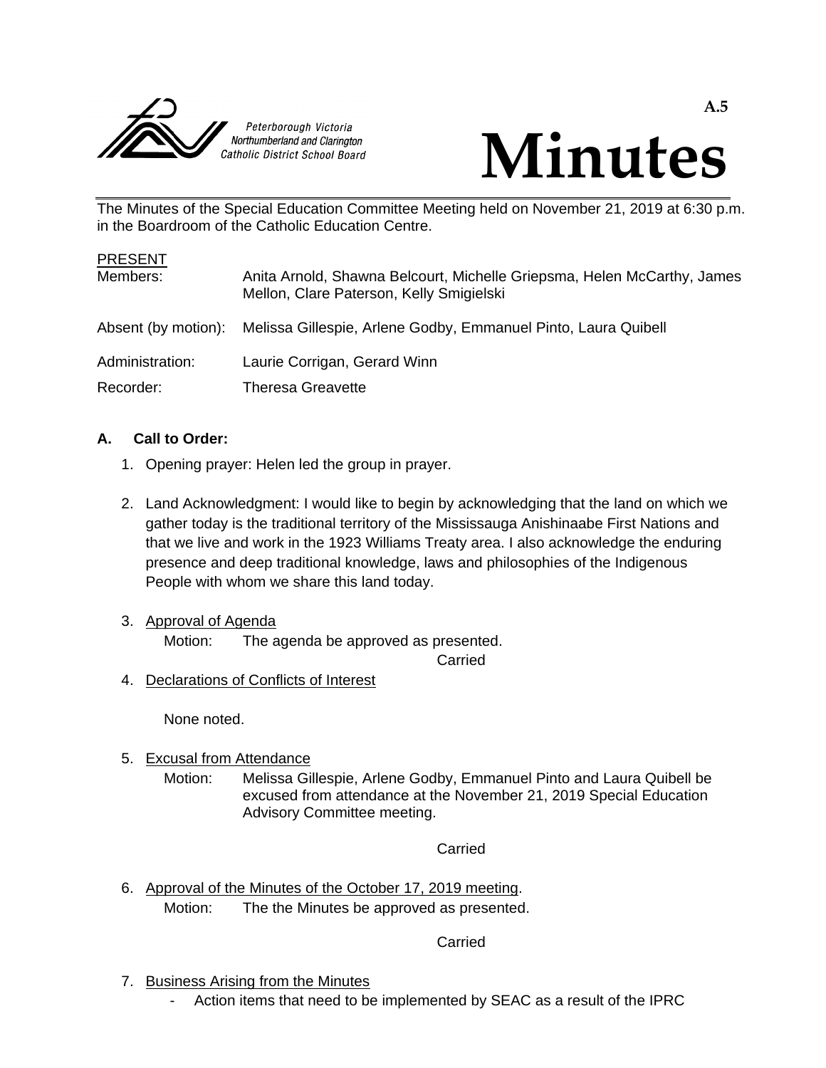Peterborough Victoria Northumberland and Clarington Catholic District School Board

A.5

# Minutes

The Minutes of the Special Education Committee Meeting held on November 21, 2019 at 6:30 p.m. in the Boardroom of the Catholic Education Centre.

PRESENT

| | |
|---|---|
| Members: | Anita Arnold, Shawna Belcourt, Michelle Griepsma, Helen McCarthy, James Mellon, Clare Paterson, Kelly Smigielski |
| Absent (by motion): | Melissa Gillespie, Arlene Godby, Emmanuel Pinto, Laura Quibell |
| Administration: | Laurie Corrigan, Gerard Winn |
| Recorder: | Theresa Greavette |

## A. Call to Order:

1. Opening prayer: Helen led the group in prayer.

2. Land Acknowledgment: I would like to begin by acknowledging that the land on which we gather today is the traditional territory of the Mississauga Anishinaabe First Nations and that we live and work in the 1923 Williams Treaty area. I also acknowledge the enduring presence and deep traditional knowledge, laws and philosophies of the Indigenous People with whom we share this land today.

3. Approval of Agenda

   Motion: The agenda be approved as presented.

   Carried

4. Declarations of Conflicts of Interest

   None noted.

5. Excusal from Attendance

   Motion: Melissa Gillespie, Arlene Godby, Emmanuel Pinto and Laura Quibell be excused from attendance at the November 21, 2019 Special Education Advisory Committee meeting.

   Carried

6. Approval of the Minutes of the October 17, 2019 meeting.

   Motion: The the Minutes be approved as presented.

   Carried

7. Business Arising from the Minutes
   - Action items that need to be implemented by SEAC as a result of the IPRC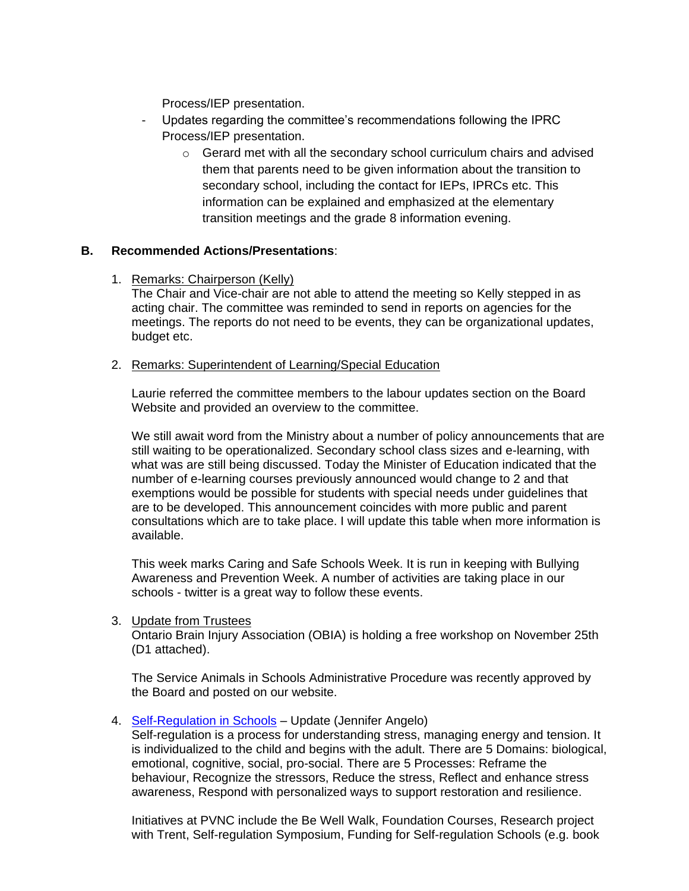Process/IEP presentation.

- Updates regarding the committee's recommendations following the IPRC Process/IEP presentation.
    - Gerard met with all the secondary school curriculum chairs and advised them that parents need to be given information about the transition to secondary school, including the contact for IEPs, IPRCs etc. This information can be explained and emphasized at the elementary transition meetings and the grade 8 information evening.

**B. Recommended Actions/Presentations**:

1. Remarks: Chairperson (Kelly)
   The Chair and Vice-chair are not able to attend the meeting so Kelly stepped in as acting chair. The committee was reminded to send in reports on agencies for the meetings. The reports do not need to be events, they can be organizational updates, budget etc.

2. Remarks: Superintendent of Learning/Special Education

   Laurie referred the committee members to the labour updates section on the Board Website and provided an overview to the committee.

   We still await word from the Ministry about a number of policy announcements that are still waiting to be operationalized. Secondary school class sizes and e-learning, with what was are still being discussed. Today the Minister of Education indicated that the number of e-learning courses previously announced would change to 2 and that exemptions would be possible for students with special needs under guidelines that are to be developed. This announcement coincides with more public and parent consultations which are to take place. I will update this table when more information is available.

   This week marks Caring and Safe Schools Week. It is run in keeping with Bullying Awareness and Prevention Week. A number of activities are taking place in our schools - twitter is a great way to follow these events.

3. Update from Trustees
   Ontario Brain Injury Association (OBIA) is holding a free workshop on November 25th (D1 attached).

   The Service Animals in Schools Administrative Procedure was recently approved by the Board and posted on our website.

4. Self-Regulation in Schools – Update (Jennifer Angelo)
   Self-regulation is a process for understanding stress, managing energy and tension. It is individualized to the child and begins with the adult. There are 5 Domains: biological, emotional, cognitive, social, pro-social. There are 5 Processes: Reframe the behaviour, Recognize the stressors, Reduce the stress, Reflect and enhance stress awareness, Respond with personalized ways to support restoration and resilience.

   Initiatives at PVNC include the Be Well Walk, Foundation Courses, Research project with Trent, Self-regulation Symposium, Funding for Self-regulation Schools (e.g. book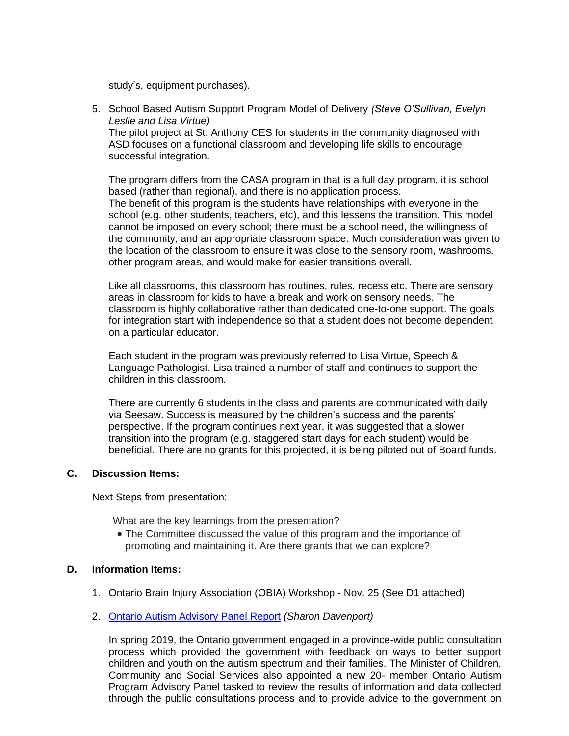study's, equipment purchases).

5. School Based Autism Support Program Model of Delivery *(Steve O'Sullivan, Evelyn Leslie and Lisa Virtue)*
   The pilot project at St. Anthony CES for students in the community diagnosed with ASD focuses on a functional classroom and developing life skills to encourage successful integration.

   The program differs from the CASA program in that is a full day program, it is school based (rather than regional), and there is no application process.
   The benefit of this program is the students have relationships with everyone in the school (e.g. other students, teachers, etc), and this lessens the transition. This model cannot be imposed on every school; there must be a school need, the willingness of the community, and an appropriate classroom space. Much consideration was given to the location of the classroom to ensure it was close to the sensory room, washrooms, other program areas, and would make for easier transitions overall.

   Like all classrooms, this classroom has routines, rules, recess etc. There are sensory areas in classroom for kids to have a break and work on sensory needs. The classroom is highly collaborative rather than dedicated one-to-one support. The goals for integration start with independence so that a student does not become dependent on a particular educator.

   Each student in the program was previously referred to Lisa Virtue, Speech & Language Pathologist. Lisa trained a number of staff and continues to support the children in this classroom.

   There are currently 6 students in the class and parents are communicated with daily via Seesaw. Success is measured by the children's success and the parents' perspective. If the program continues next year, it was suggested that a slower transition into the program (e.g. staggered start days for each student) would be beneficial. There are no grants for this projected, it is being piloted out of Board funds.

## C. Discussion Items:

Next Steps from presentation:

What are the key learnings from the presentation?

- The Committee discussed the value of this program and the importance of promoting and maintaining it. Are there grants that we can explore?

## D. Information Items:

1. Ontario Brain Injury Association (OBIA) Workshop - Nov. 25 (See D1 attached)

2. Ontario Autism Advisory Panel Report *(Sharon Davenport)*

   In spring 2019, the Ontario government engaged in a province-wide public consultation process which provided the government with feedback on ways to better support children and youth on the autism spectrum and their families. The Minister of Children, Community and Social Services also appointed a new 20- member Ontario Autism Program Advisory Panel tasked to review the results of information and data collected through the public consultations process and to provide advice to the government on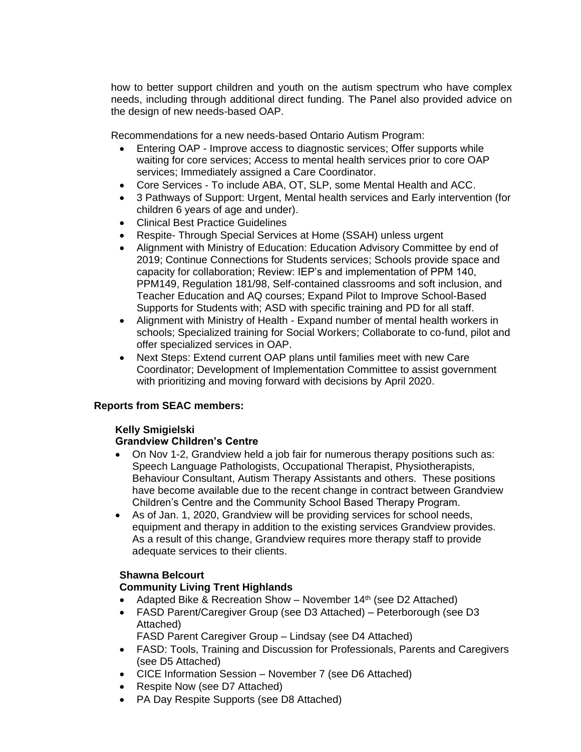how to better support children and youth on the autism spectrum who have complex needs, including through additional direct funding. The Panel also provided advice on the design of new needs-based OAP.

Recommendations for a new needs-based Ontario Autism Program:

- Entering OAP - Improve access to diagnostic services; Offer supports while waiting for core services; Access to mental health services prior to core OAP services; Immediately assigned a Care Coordinator.
- Core Services - To include ABA, OT, SLP, some Mental Health and ACC.
- 3 Pathways of Support: Urgent, Mental health services and Early intervention (for children 6 years of age and under).
- Clinical Best Practice Guidelines
- Respite- Through Special Services at Home (SSAH) unless urgent
- Alignment with Ministry of Education: Education Advisory Committee by end of 2019; Continue Connections for Students services; Schools provide space and capacity for collaboration; Review: IEP's and implementation of PPM 140, PPM149, Regulation 181/98, Self-contained classrooms and soft inclusion, and Teacher Education and AQ courses; Expand Pilot to Improve School-Based Supports for Students with; ASD with specific training and PD for all staff.
- Alignment with Ministry of Health - Expand number of mental health workers in schools; Specialized training for Social Workers; Collaborate to co-fund, pilot and offer specialized services in OAP.
- Next Steps: Extend current OAP plans until families meet with new Care Coordinator; Development of Implementation Committee to assist government with prioritizing and moving forward with decisions by April 2020.

**Reports from SEAC members:**

**Kelly Smigielski**
**Grandview Children's Centre**

- On Nov 1-2, Grandview held a job fair for numerous therapy positions such as: Speech Language Pathologists, Occupational Therapist, Physiotherapists, Behaviour Consultant, Autism Therapy Assistants and others. These positions have become available due to the recent change in contract between Grandview Children's Centre and the Community School Based Therapy Program.
- As of Jan. 1, 2020, Grandview will be providing services for school needs, equipment and therapy in addition to the existing services Grandview provides. As a result of this change, Grandview requires more therapy staff to provide adequate services to their clients.

**Shawna Belcourt**
**Community Living Trent Highlands**

- Adapted Bike & Recreation Show – November 14th (see D2 Attached)
- FASD Parent/Caregiver Group (see D3 Attached) – Peterborough (see D3 Attached)
  FASD Parent Caregiver Group – Lindsay (see D4 Attached)
- FASD: Tools, Training and Discussion for Professionals, Parents and Caregivers (see D5 Attached)
- CICE Information Session – November 7 (see D6 Attached)
- Respite Now (see D7 Attached)
- PA Day Respite Supports (see D8 Attached)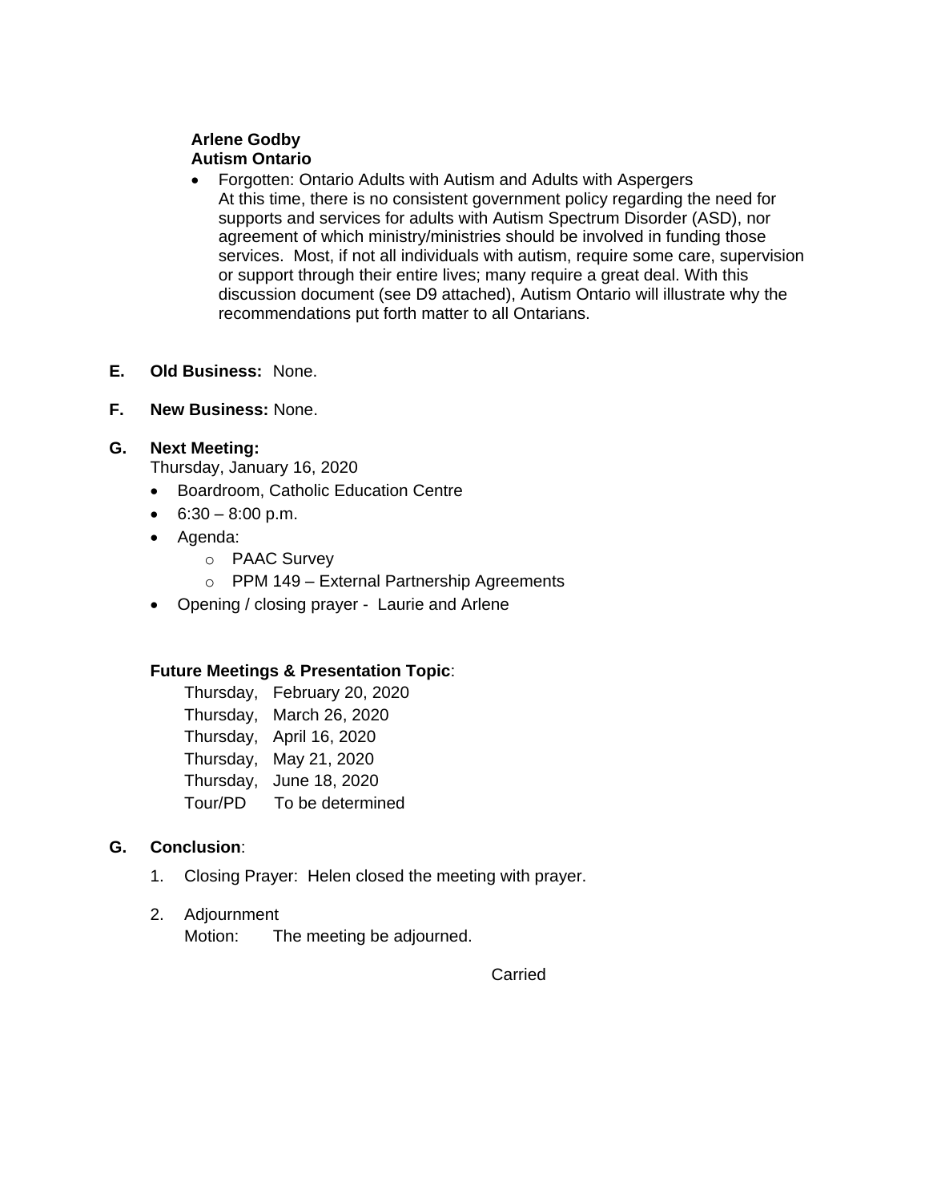**Arlene Godby**
**Autism Ontario**

- Forgotten: Ontario Adults with Autism and Adults with Aspergers
  At this time, there is no consistent government policy regarding the need for supports and services for adults with Autism Spectrum Disorder (ASD), nor agreement of which ministry/ministries should be involved in funding those services. Most, if not all individuals with autism, require some care, supervision or support through their entire lives; many require a great deal. With this discussion document (see D9 attached), Autism Ontario will illustrate why the recommendations put forth matter to all Ontarians.

**E. Old Business:** None.

**F. New Business:** None.

**G. Next Meeting:**

Thursday, January 16, 2020

- Boardroom, Catholic Education Centre
- 6:30 – 8:00 p.m.
- Agenda:
  - PAAC Survey
  - PPM 149 – External Partnership Agreements
- Opening / closing prayer - Laurie and Arlene

**Future Meetings & Presentation Topic**:

Thursday, February 20, 2020
Thursday, March 26, 2020
Thursday, April 16, 2020
Thursday, May 21, 2020
Thursday, June 18, 2020
Tour/PD To be determined

**G. Conclusion**:

1. Closing Prayer: Helen closed the meeting with prayer.
2. Adjournment
   Motion: The meeting be adjourned.

Carried